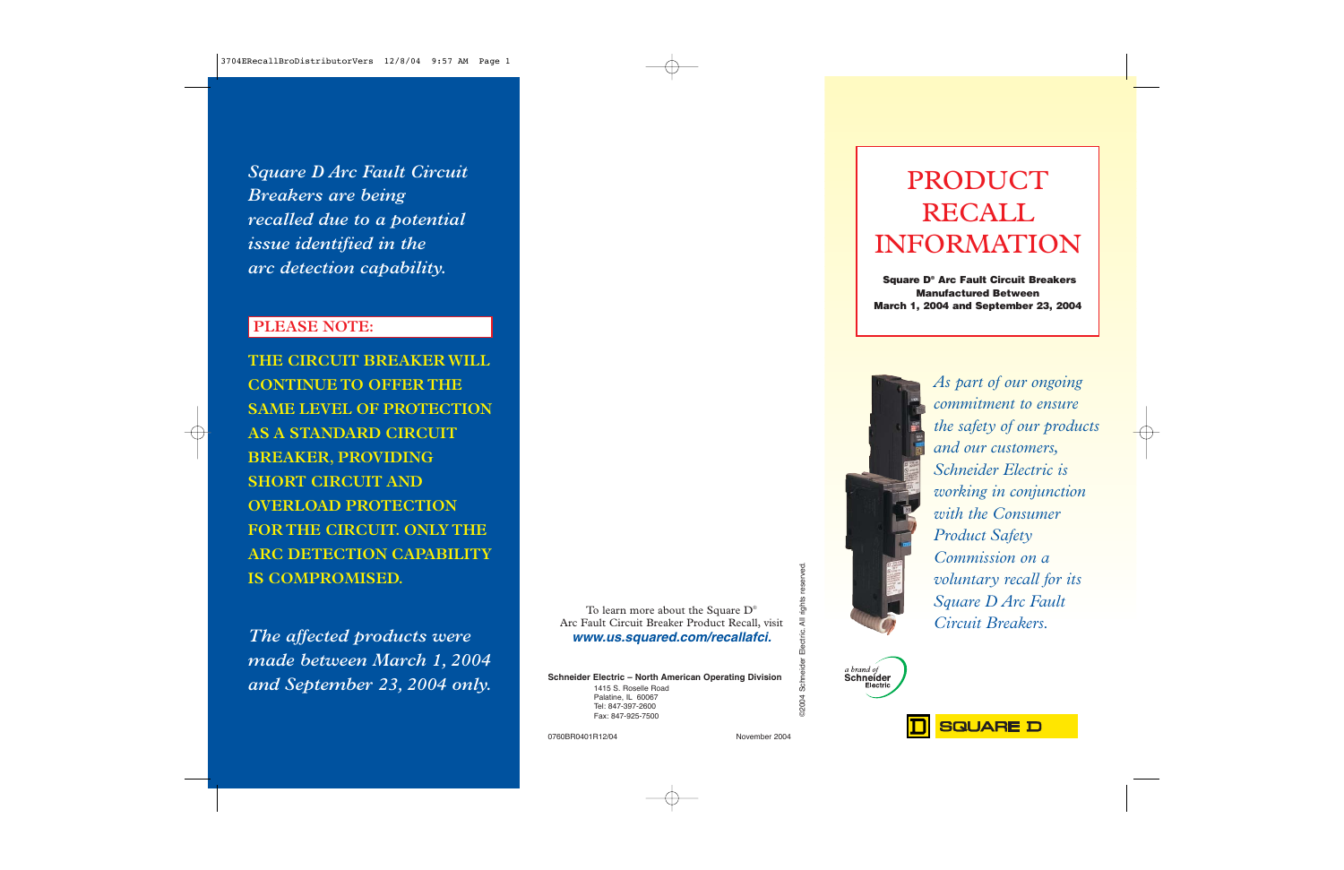*Square D Arc Fault Circuit Breakers are being recalled due to a potential issue identified in the arc detection capability.*

**PLEASE NOTE:**

**THE CIRCUIT BREAKER WILL CONTINUE TO OFFER THE SAME LEVEL OF PROTECTION AS A STANDARD CIRCUIT BREAKER, PROVIDING SHORT CIRCUIT AND OVERLOAD PROTECTION FOR THE CIRCUIT. ONLY THE ARC DETECTION CAPABILITY IS COMPROMISED.**

*The affected products were made between March 1, 2004 and September 23, 2004 only.*

To learn more about the Square D® Arc Fault Circuit Breaker Product Recall, visit ***www.us.squared.com/recallafci.***

**Schneider Electric – North American Operating Division**
1415 S. Roselle Road
Palatine, IL 60067
Tel: 847-397-2600
Fax: 847-925-7500

©2004 Schneider Electric. All rights reserved.

0760BR0401R12/04 November 2004

# PRODUCT RECALL INFORMATION

**Square D® Arc Fault Circuit Breakers Manufactured Between March 1, 2004 and September 23, 2004**

*As part of our ongoing commitment to ensure the safety of our products and our customers, Schneider Electric is working in conjunction with the Consumer Product Safety Commission on a voluntary recall for its Square D Arc Fault Circuit Breakers.*

a brand of Schneider Electric

SQUARE D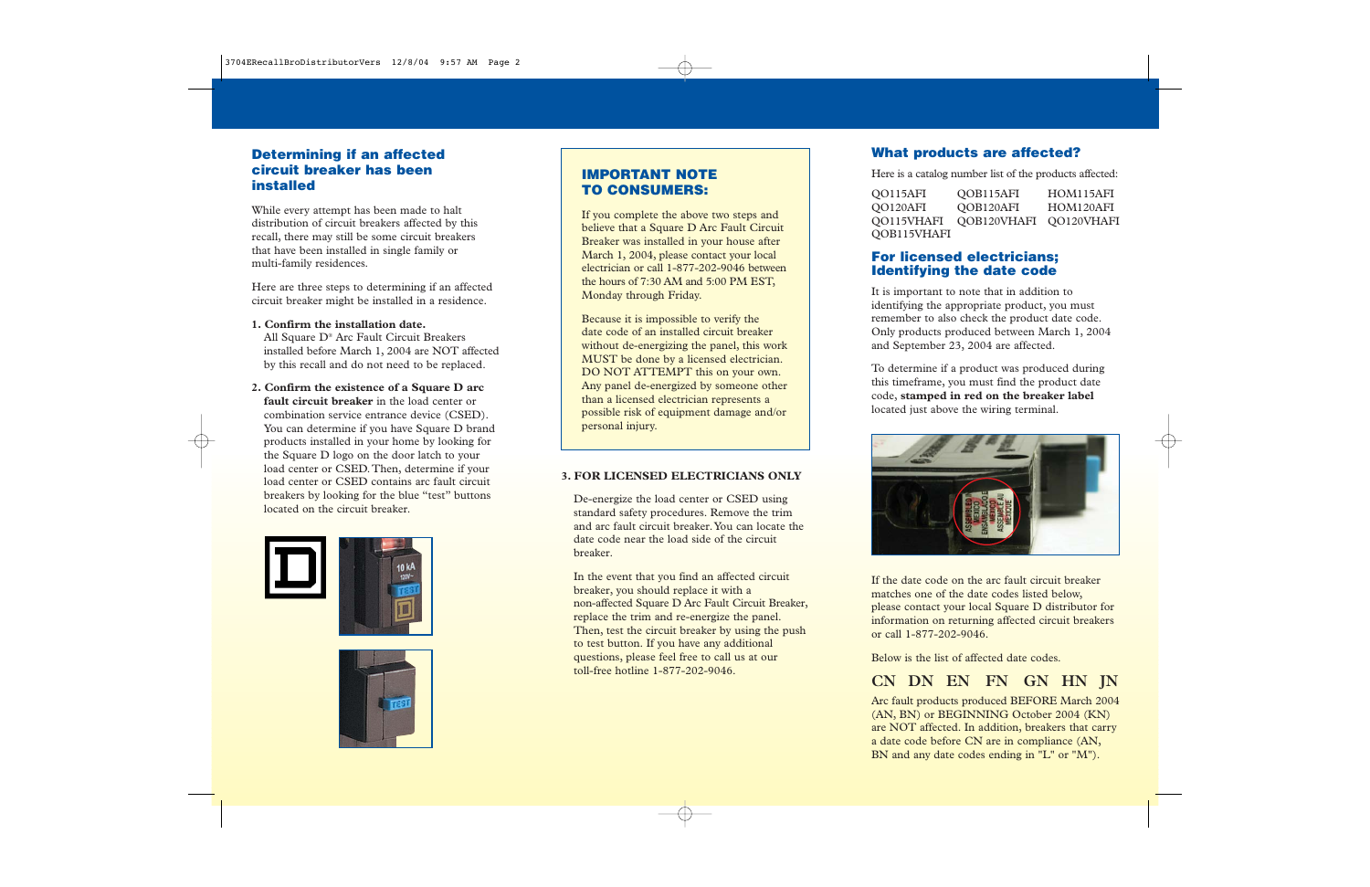## Determining if an affected circuit breaker has been installed

While every attempt has been made to halt distribution of circuit breakers affected by this recall, there may still be some circuit breakers that have been installed in single family or multi-family residences.

Here are three steps to determining if an affected circuit breaker might be installed in a residence.

1. **Confirm the installation date.**
   All Square D® Arc Fault Circuit Breakers installed before March 1, 2004 are NOT affected by this recall and do not need to be replaced.

2. **Confirm the existence of a Square D arc fault circuit breaker** in the load center or combination service entrance device (CSED). You can determine if you have Square D brand products installed in your home by looking for the Square D logo on the door latch to your load center or CSED. Then, determine if your load center or CSED contains arc fault circuit breakers by looking for the blue "test" buttons located on the circuit breaker.

### IMPORTANT NOTE TO CONSUMERS:

If you complete the above two steps and believe that a Square D Arc Fault Circuit Breaker was installed in your house after March 1, 2004, please contact your local electrician or call 1-877-202-9046 between the hours of 7:30 AM and 5:00 PM EST, Monday through Friday.

Because it is impossible to verify the date code of an installed circuit breaker without de-energizing the panel, this work MUST be done by a licensed electrician. DO NOT ATTEMPT this on your own. Any panel de-energized by someone other than a licensed electrician represents a possible risk of equipment damage and/or personal injury.

3. **FOR LICENSED ELECTRICIANS ONLY**

   De-energize the load center or CSED using standard safety procedures. Remove the trim and arc fault circuit breaker. You can locate the date code near the load side of the circuit breaker.

   In the event that you find an affected circuit breaker, you should replace it with a non-affected Square D Arc Fault Circuit Breaker, replace the trim and re-energize the panel. Then, test the circuit breaker by using the push to test button. If you have any additional questions, please feel free to call us at our toll-free hotline 1-877-202-9046.

## What products are affected?

Here is a catalog number list of the products affected:

| | | |
|---|---|---|
| QO115AFI | QOB115AFI | HOM115AFI |
| QO120AFI | QOB120AFI | HOM120AFI |
| QO115VHAFI | QOB120VHAFI | QO120VHAFI |
| QOB115VHAFI | | |

## For licensed electricians; Identifying the date code

It is important to note that in addition to identifying the appropriate product, you must remember to also check the product date code. Only products produced between March 1, 2004 and September 23, 2004 are affected.

To determine if a product was produced during this timeframe, you must find the product date code, **stamped in red on the breaker label** located just above the wiring terminal.

If the date code on the arc fault circuit breaker matches one of the date codes listed below, please contact your local Square D distributor for information on returning affected circuit breakers or call 1-877-202-9046.

Below is the list of affected date codes.

**CN DN EN FN GN HN JN**

Arc fault products produced BEFORE March 2004 (AN, BN) or BEGINNING October 2004 (KN) are NOT affected. In addition, breakers that carry a date code before CN are in compliance (AN, BN and any date codes ending in "L" or "M").